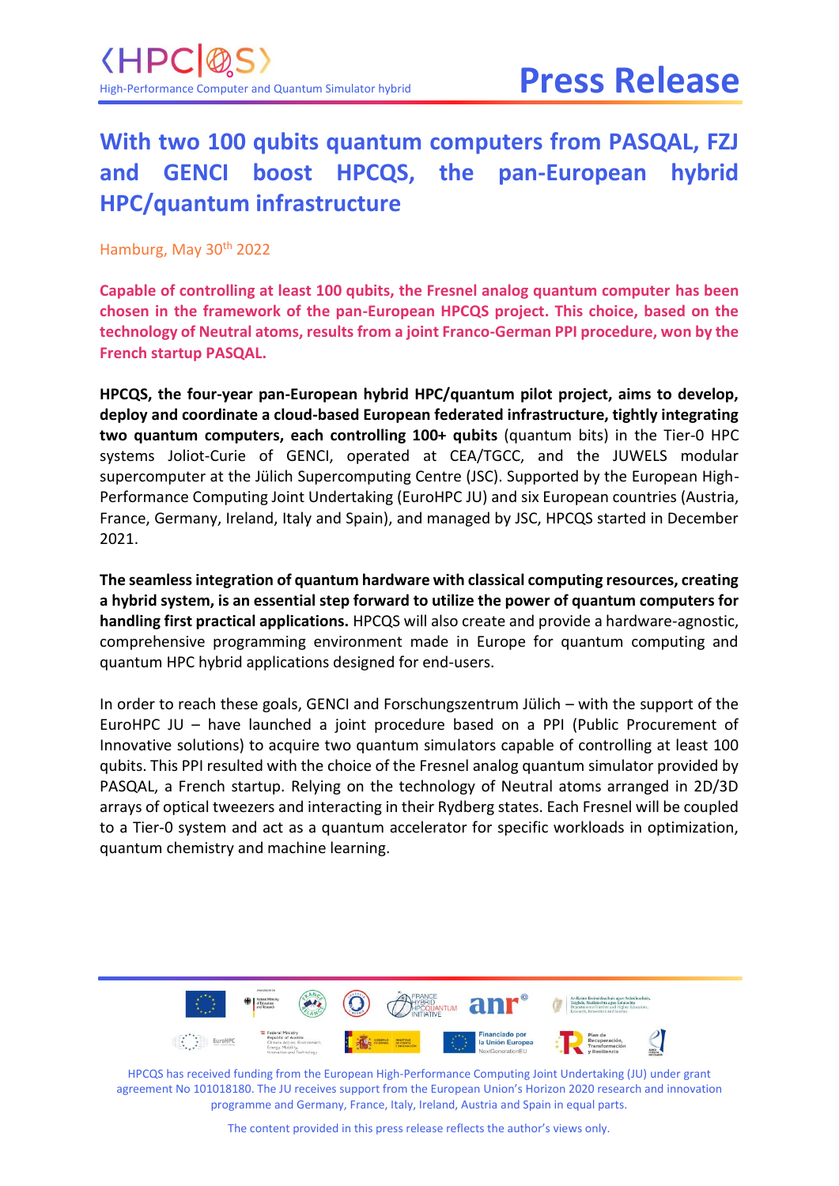⟨HPC|QS⟩

High-Performance Computer and Quantum Simulator hybrid

**Press Release**

# With two 100 qubits quantum computers from PASQAL, FZJ and GENCI boost HPCQS, the pan-European hybrid HPC/quantum infrastructure

Hamburg, May 30th 2022

**Capable of controlling at least 100 qubits, the Fresnel analog quantum computer has been chosen in the framework of the pan-European HPCQS project. This choice, based on the technology of Neutral atoms, results from a joint Franco-German PPI procedure, won by the French startup PASQAL.**

**HPCQS, the four-year pan-European hybrid HPC/quantum pilot project, aims to develop, deploy and coordinate a cloud-based European federated infrastructure, tightly integrating two quantum computers, each controlling 100+ qubits** (quantum bits) in the Tier-0 HPC systems Joliot-Curie of GENCI, operated at CEA/TGCC, and the JUWELS modular supercomputer at the Jülich Supercomputing Centre (JSC). Supported by the European High-Performance Computing Joint Undertaking (EuroHPC JU) and six European countries (Austria, France, Germany, Ireland, Italy and Spain), and managed by JSC, HPCQS started in December 2021.

**The seamless integration of quantum hardware with classical computing resources, creating a hybrid system, is an essential step forward to utilize the power of quantum computers for handling first practical applications.** HPCQS will also create and provide a hardware-agnostic, comprehensive programming environment made in Europe for quantum computing and quantum HPC hybrid applications designed for end-users.

In order to reach these goals, GENCI and Forschungszentrum Jülich – with the support of the EuroHPC JU – have launched a joint procedure based on a PPI (Public Procurement of Innovative solutions) to acquire two quantum simulators capable of controlling at least 100 qubits. This PPI resulted with the choice of the Fresnel analog quantum simulator provided by PASQAL, a French startup. Relying on the technology of Neutral atoms arranged in 2D/3D arrays of optical tweezers and interacting in their Rydberg states. Each Fresnel will be coupled to a Tier-0 system and act as a quantum accelerator for specific workloads in optimization, quantum chemistry and machine learning.

HPCQS has received funding from the European High-Performance Computing Joint Undertaking (JU) under grant agreement No 101018180. The JU receives support from the European Union's Horizon 2020 research and innovation programme and Germany, France, Italy, Ireland, Austria and Spain in equal parts.

The content provided in this press release reflects the author's views only.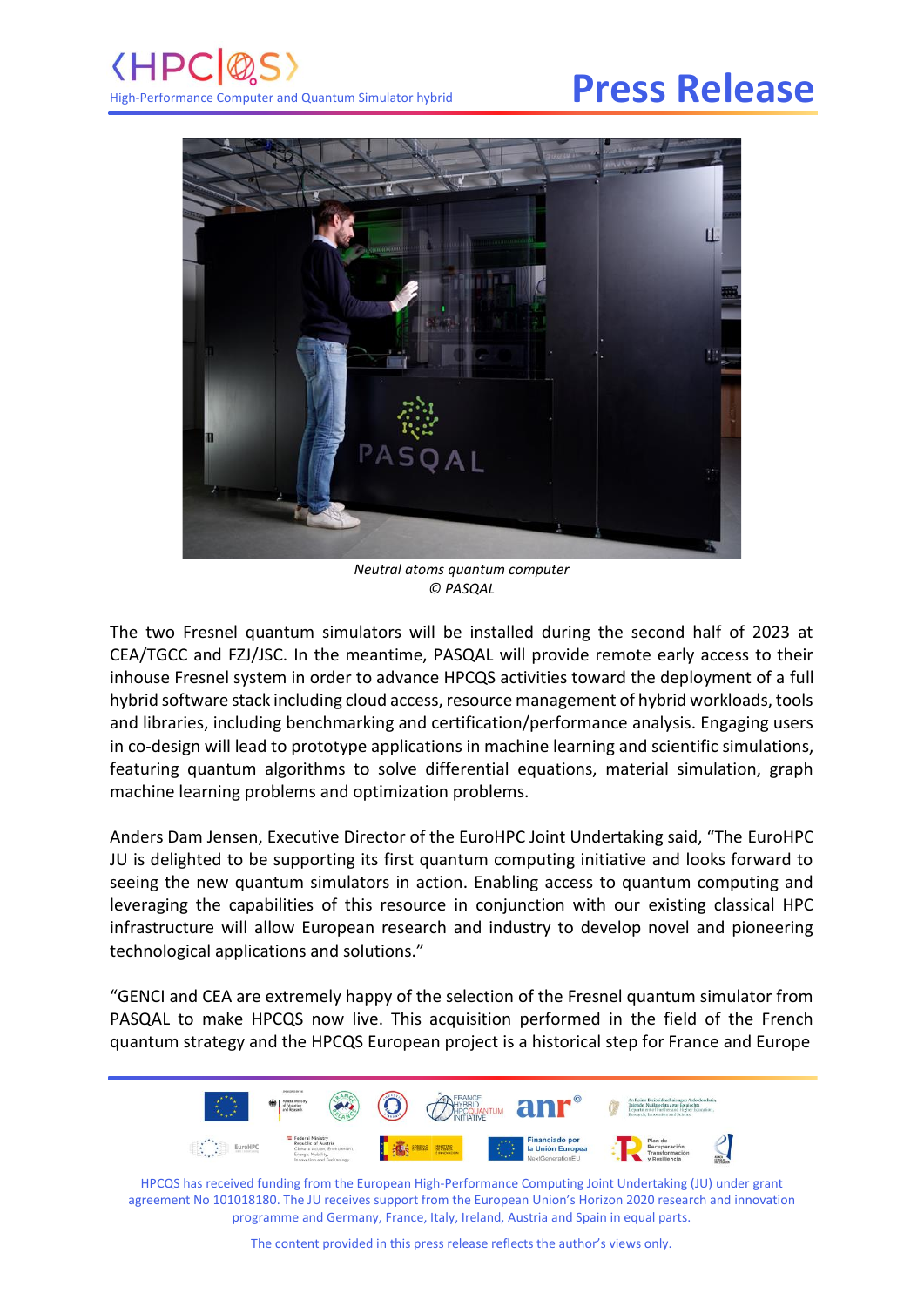*Neutral atoms quantum computer*
*© PASQAL*

The two Fresnel quantum simulators will be installed during the second half of 2023 at CEA/TGCC and FZJ/JSC. In the meantime, PASQAL will provide remote early access to their inhouse Fresnel system in order to advance HPCQS activities toward the deployment of a full hybrid software stack including cloud access, resource management of hybrid workloads, tools and libraries, including benchmarking and certification/performance analysis. Engaging users in co-design will lead to prototype applications in machine learning and scientific simulations, featuring quantum algorithms to solve differential equations, material simulation, graph machine learning problems and optimization problems.

Anders Dam Jensen, Executive Director of the EuroHPC Joint Undertaking said, "The EuroHPC JU is delighted to be supporting its first quantum computing initiative and looks forward to seeing the new quantum simulators in action. Enabling access to quantum computing and leveraging the capabilities of this resource in conjunction with our existing classical HPC infrastructure will allow European research and industry to develop novel and pioneering technological applications and solutions."

"GENCI and CEA are extremely happy of the selection of the Fresnel quantum simulator from PASQAL to make HPCQS now live. This acquisition performed in the field of the French quantum strategy and the HPCQS European project is a historical step for France and Europe

HPCQS has received funding from the European High-Performance Computing Joint Undertaking (JU) under grant agreement No 101018180. The JU receives support from the European Union's Horizon 2020 research and innovation programme and Germany, France, Italy, Ireland, Austria and Spain in equal parts.

The content provided in this press release reflects the author's views only.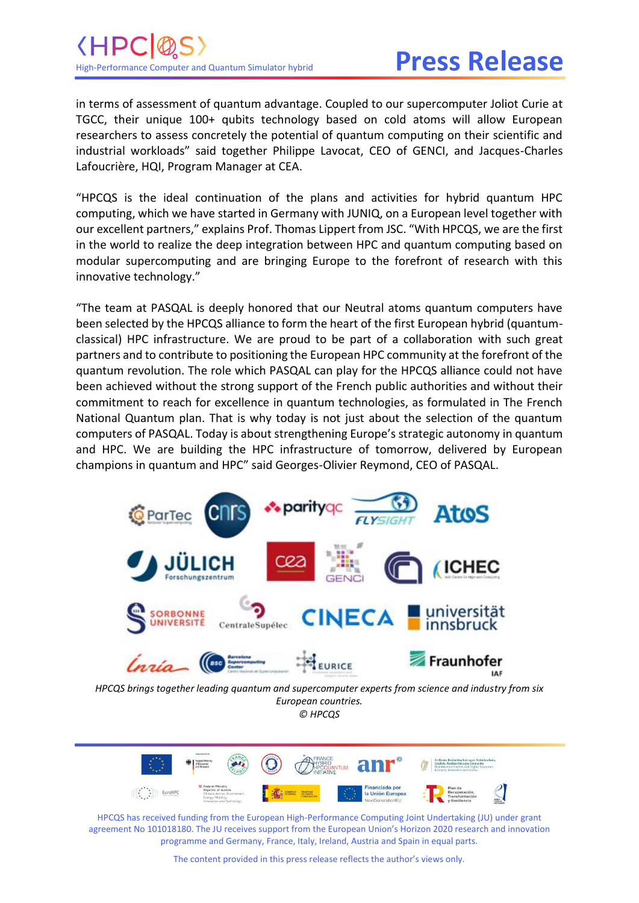in terms of assessment of quantum advantage. Coupled to our supercomputer Joliot Curie at TGCC, their unique 100+ qubits technology based on cold atoms will allow European researchers to assess concretely the potential of quantum computing on their scientific and industrial workloads" said together Philippe Lavocat, CEO of GENCI, and Jacques-Charles Lafoucrière, HQI, Program Manager at CEA.

"HPCQS is the ideal continuation of the plans and activities for hybrid quantum HPC computing, which we have started in Germany with JUNIQ, on a European level together with our excellent partners," explains Prof. Thomas Lippert from JSC. "With HPCQS, we are the first in the world to realize the deep integration between HPC and quantum computing based on modular supercomputing and are bringing Europe to the forefront of research with this innovative technology."

"The team at PASQAL is deeply honored that our Neutral atoms quantum computers have been selected by the HPCQS alliance to form the heart of the first European hybrid (quantum-classical) HPC infrastructure. We are proud to be part of a collaboration with such great partners and to contribute to positioning the European HPC community at the forefront of the quantum revolution. The role which PASQAL can play for the HPCQS alliance could not have been achieved without the strong support of the French public authorities and without their commitment to reach for excellence in quantum technologies, as formulated in The French National Quantum plan. That is why today is not just about the selection of the quantum computers of PASQAL. Today is about strengthening Europe's strategic autonomy in quantum and HPC. We are building the HPC infrastructure of tomorrow, delivered by European champions in quantum and HPC" said Georges-Olivier Reymond, CEO of PASQAL.

*HPCQS brings together leading quantum and supercomputer experts from science and industry from six European countries.*
*© HPCQS*

HPCQS has received funding from the European High-Performance Computing Joint Undertaking (JU) under grant agreement No 101018180. The JU receives support from the European Union's Horizon 2020 research and innovation programme and Germany, France, Italy, Ireland, Austria and Spain in equal parts.

The content provided in this press release reflects the author's views only.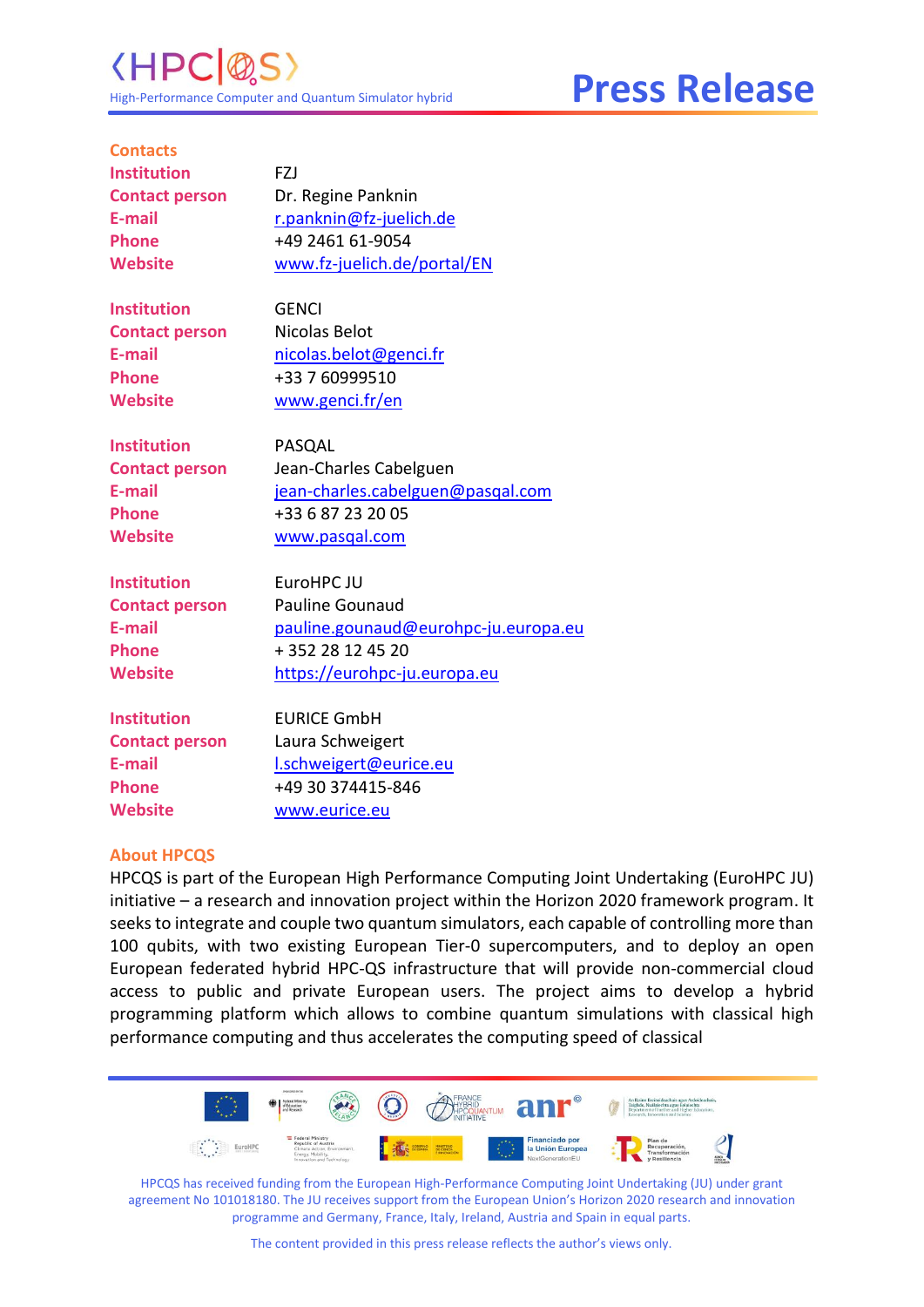## Contacts

| | |
|---|---|
| **Institution** | FZJ |
| **Contact person** | Dr. Regine Panknin |
| **E-mail** | r.panknin@fz-juelich.de |
| **Phone** | +49 2461 61-9054 |
| **Website** | www.fz-juelich.de/portal/EN |

| | |
|---|---|
| **Institution** | GENCI |
| **Contact person** | Nicolas Belot |
| **E-mail** | nicolas.belot@genci.fr |
| **Phone** | +33 7 60999510 |
| **Website** | www.genci.fr/en |

| | |
|---|---|
| **Institution** | PASQAL |
| **Contact person** | Jean-Charles Cabelguen |
| **E-mail** | jean-charles.cabelguen@pasqal.com |
| **Phone** | +33 6 87 23 20 05 |
| **Website** | www.pasqal.com |

| | |
|---|---|
| **Institution** | EuroHPC JU |
| **Contact person** | Pauline Gounaud |
| **E-mail** | pauline.gounaud@eurohpc-ju.europa.eu |
| **Phone** | + 352 28 12 45 20 |
| **Website** | https://eurohpc-ju.europa.eu |

| | |
|---|---|
| **Institution** | EURICE GmbH |
| **Contact person** | Laura Schweigert |
| **E-mail** | l.schweigert@eurice.eu |
| **Phone** | +49 30 374415-846 |
| **Website** | www.eurice.eu |

## About HPCQS

HPCQS is part of the European High Performance Computing Joint Undertaking (EuroHPC JU) initiative – a research and innovation project within the Horizon 2020 framework program. It seeks to integrate and couple two quantum simulators, each capable of controlling more than 100 qubits, with two existing European Tier-0 supercomputers, and to deploy an open European federated hybrid HPC-QS infrastructure that will provide non-commercial cloud access to public and private European users. The project aims to develop a hybrid programming platform which allows to combine quantum simulations with classical high performance computing and thus accelerates the computing speed of classical

HPCQS has received funding from the European High-Performance Computing Joint Undertaking (JU) under grant agreement No 101018180. The JU receives support from the European Union's Horizon 2020 research and innovation programme and Germany, France, Italy, Ireland, Austria and Spain in equal parts.

The content provided in this press release reflects the author's views only.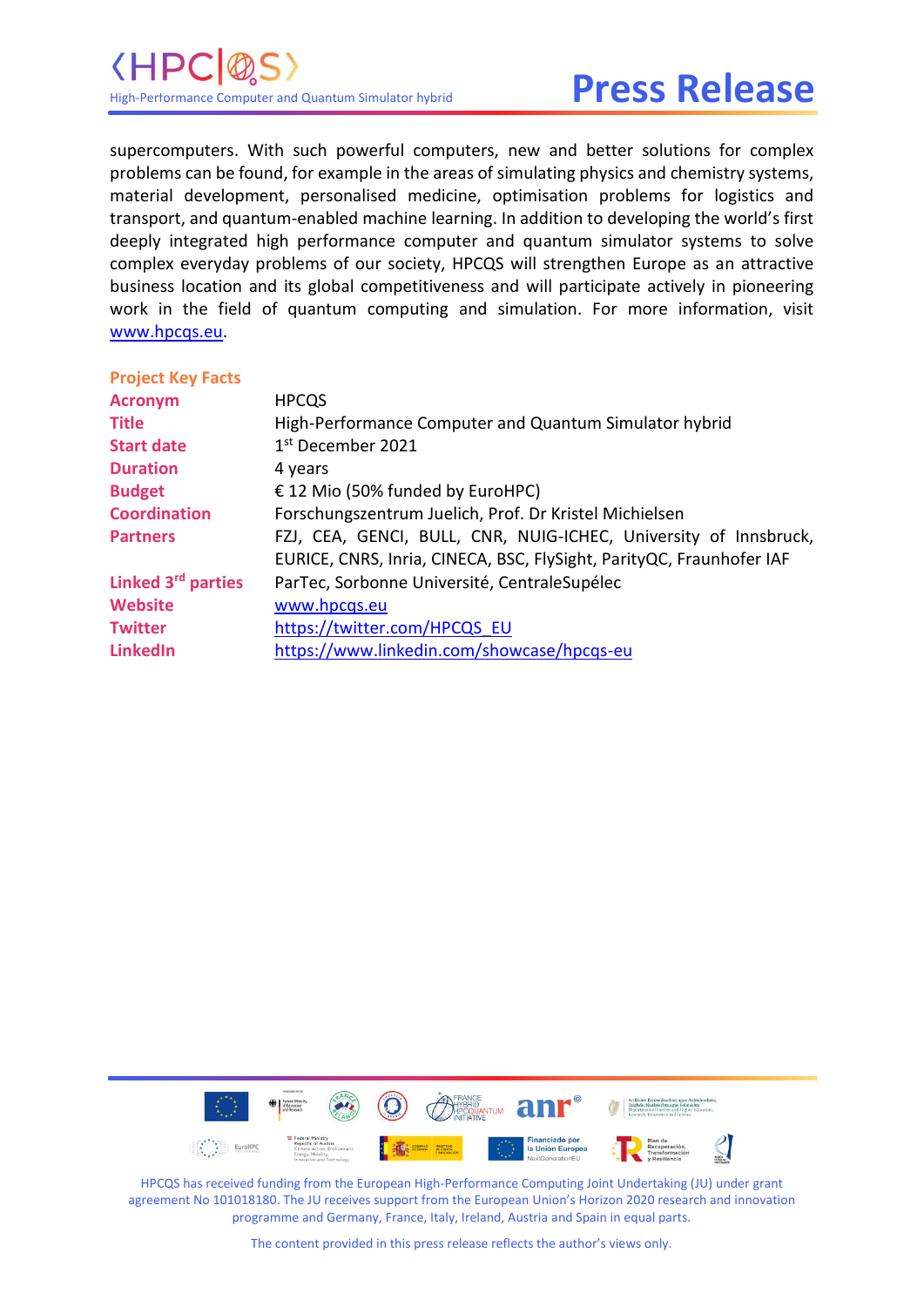supercomputers. With such powerful computers, new and better solutions for complex problems can be found, for example in the areas of simulating physics and chemistry systems, material development, personalised medicine, optimisation problems for logistics and transport, and quantum-enabled machine learning. In addition to developing the world's first deeply integrated high performance computer and quantum simulator systems to solve complex everyday problems of our society, HPCQS will strengthen Europe as an attractive business location and its global competitiveness and will participate actively in pioneering work in the field of quantum computing and simulation. For more information, visit www.hpcqs.eu.

## Project Key Facts

| | |
|---|---|
| **Acronym** | HPCQS |
| **Title** | High-Performance Computer and Quantum Simulator hybrid |
| **Start date** | 1st December 2021 |
| **Duration** | 4 years |
| **Budget** | € 12 Mio (50% funded by EuroHPC) |
| **Coordination** | Forschungszentrum Juelich, Prof. Dr Kristel Michielsen |
| **Partners** | FZJ, CEA, GENCI, BULL, CNR, NUIG-ICHEC, University of Innsbruck, EURICE, CNRS, Inria, CINECA, BSC, FlySight, ParityQC, Fraunhofer IAF |
| **Linked 3rd parties** | ParTec, Sorbonne Université, CentraleSupélec |
| **Website** | www.hpcqs.eu |
| **Twitter** | https://twitter.com/HPCQS_EU |
| **LinkedIn** | https://www.linkedin.com/showcase/hpcqs-eu |

HPCQS has received funding from the European High-Performance Computing Joint Undertaking (JU) under grant agreement No 101018180. The JU receives support from the European Union's Horizon 2020 research and innovation programme and Germany, France, Italy, Ireland, Austria and Spain in equal parts.

The content provided in this press release reflects the author's views only.